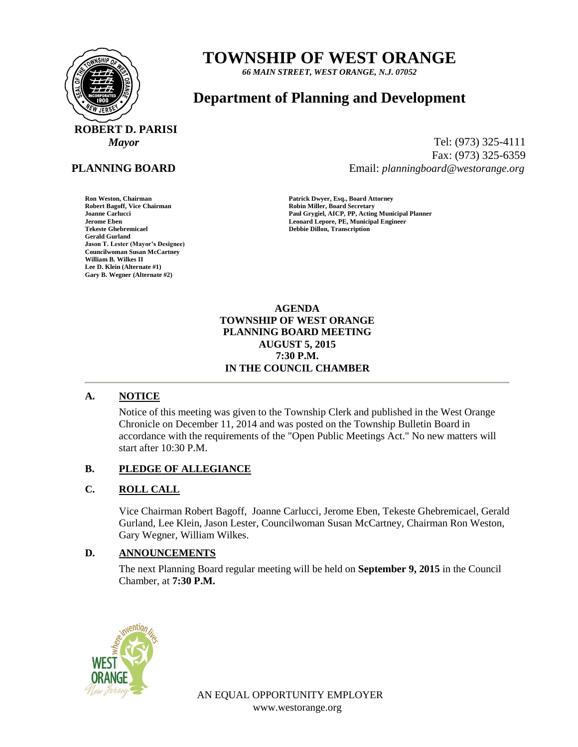# TOWNSHIP OF WEST ORANGE

*66 MAIN STREET, WEST ORANGE, N.J. 07052*

## Department of Planning and Development

**ROBERT D. PARISI**
*Mayor*

Tel: (973) 325-4111
Fax: (973) 325-6359
Email: *planningboard@westorange.org*

**PLANNING BOARD**

**Ron Weston, Chairman**
**Robert Bagoff, Vice Chairman**
**Joanne Carlucci**
**Jerome Eben**
**Tekeste Ghebremicael**
**Gerald Gurland**
**Jason T. Lester (Mayor's Designee)**
**Councilwoman Susan McCartney**
**William B. Wilkes II**
**Lee D. Klein (Alternate #1)**
**Gary B. Wegner (Alternate #2)**

**Patrick Dwyer, Esq., Board Attorney**
**Robin Miller, Board Secretary**
**Paul Grygiel, AICP, PP, Acting Municipal Planner**
**Leonard Lepore, PE, Municipal Engineer**
**Debbie Dillon, Transcription**

**AGENDA**
**TOWNSHIP OF WEST ORANGE**
**PLANNING BOARD MEETING**
**AUGUST 5, 2015**
**7:30 P.M.**
**IN THE COUNCIL CHAMBER**

---

### A. NOTICE

Notice of this meeting was given to the Township Clerk and published in the West Orange Chronicle on December 11, 2014 and was posted on the Township Bulletin Board in accordance with the requirements of the "Open Public Meetings Act." No new matters will start after 10:30 P.M.

### B. PLEDGE OF ALLEGIANCE

### C. ROLL CALL

Vice Chairman Robert Bagoff, Joanne Carlucci, Jerome Eben, Tekeste Ghebremicael, Gerald Gurland, Lee Klein, Jason Lester, Councilwoman Susan McCartney, Chairman Ron Weston, Gary Wegner, William Wilkes.

### D. ANNOUNCEMENTS

The next Planning Board regular meeting will be held on **September 9, 2015** in the Council Chamber, at **7:30 P.M.**

AN EQUAL OPPORTUNITY EMPLOYER
www.westorange.org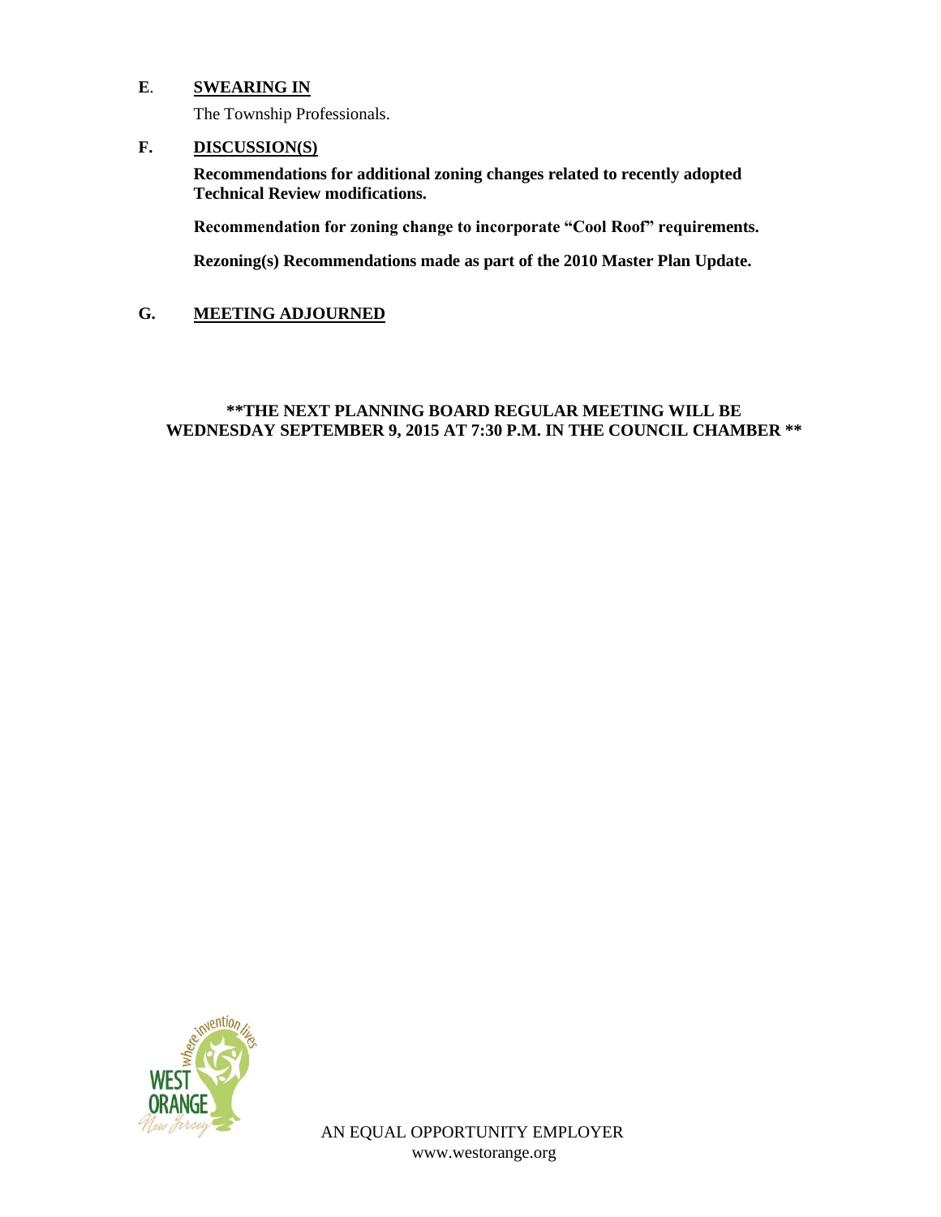**E**. **SWEARING IN**

The Township Professionals.

**F.** **DISCUSSION(S)**

**Recommendations for additional zoning changes related to recently adopted Technical Review modifications.**

**Recommendation for zoning change to incorporate "Cool Roof" requirements.**

**Rezoning(s) Recommendations made as part of the 2010 Master Plan Update.**

**G.** **MEETING ADJOURNED**

**\*\*THE NEXT PLANNING BOARD REGULAR MEETING WILL BE WEDNESDAY SEPTEMBER 9, 2015 AT 7:30 P.M. IN THE COUNCIL CHAMBER \*\***

AN EQUAL OPPORTUNITY EMPLOYER
www.westorange.org